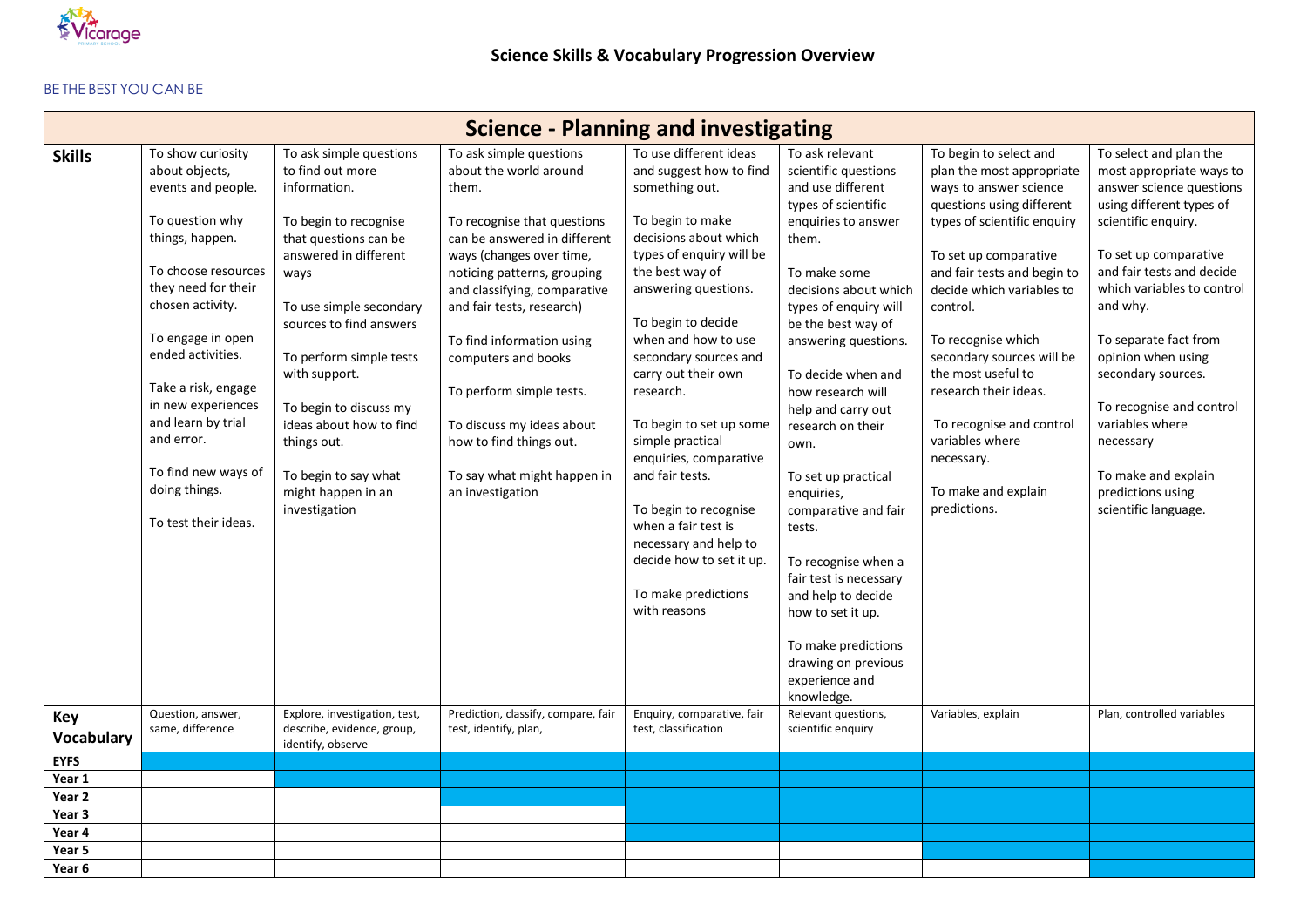Vicarage

## Science Skills & Vocabulary Progression Overview

BE THE BEST YOU CAN BE

| Science - Planning and investigating | | | | | | | |
|---|---|---|---|---|---|---|---|
| **Skills** | To show curiosity about objects, events and people.<br><br>To question why things, happen.<br><br>To choose resources they need for their chosen activity.<br><br>To engage in open ended activities.<br><br>Take a risk, engage in new experiences and learn by trial and error.<br><br>To find new ways of doing things.<br><br>To test their ideas. | To ask simple questions to find out more information.<br><br>To begin to recognise that questions can be answered in different ways<br><br>To use simple secondary sources to find answers<br><br>To perform simple tests with support.<br><br>To begin to discuss my ideas about how to find things out.<br><br>To begin to say what might happen in an investigation | To ask simple questions about the world around them.<br><br>To recognise that questions can be answered in different ways (changes over time, noticing patterns, grouping and classifying, comparative and fair tests, research)<br><br>To find information using computers and books<br><br>To perform simple tests.<br><br>To discuss my ideas about how to find things out.<br><br>To say what might happen in an investigation | To use different ideas and suggest how to find something out.<br><br>To begin to make decisions about which types of enquiry will be the best way of answering questions.<br><br>To begin to decide when and how to use secondary sources and carry out their own research.<br><br>To begin to set up some simple practical enquiries, comparative and fair tests.<br><br>To begin to recognise when a fair test is necessary and help to decide how to set it up.<br><br>To make predictions with reasons | To ask relevant scientific questions and use different types of scientific enquiries to answer them.<br><br>To make some decisions about which types of enquiry will be the best way of answering questions.<br><br>To decide when and how research will help and carry out research on their own.<br><br>To set up practical enquiries, comparative and fair tests.<br><br>To recognise when a fair test is necessary and help to decide how to set it up.<br><br>To make predictions drawing on previous experience and knowledge. | To begin to select and plan the most appropriate ways to answer science questions using different types of scientific enquiry<br><br>To set up comparative and fair tests and begin to decide which variables to control.<br><br>To recognise which secondary sources will be the most useful to research their ideas.<br><br>To recognise and control variables where necessary.<br><br>To make and explain predictions. | To select and plan the most appropriate ways to answer science questions using different types of scientific enquiry.<br><br>To set up comparative and fair tests and decide which variables to control and why.<br><br>To separate fact from opinion when using secondary sources.<br><br>To recognise and control variables where necessary<br><br>To make and explain predictions using scientific language. |
| **Key Vocabulary** | Question, answer, same, difference | Explore, investigation, test, describe, evidence, group, identify, observe | Prediction, classify, compare, fair test, identify, plan, | Enquiry, comparative, fair test, classification | Relevant questions, scientific enquiry | Variables, explain | Plan, controlled variables |
| **EYFS** | | | | | | | |
| **Year 1** | | | | | | | |
| **Year 2** | | | | | | | |
| **Year 3** | | | | | | | |
| **Year 4** | | | | | | | |
| **Year 5** | | | | | | | |
| **Year 6** | | | | | | | |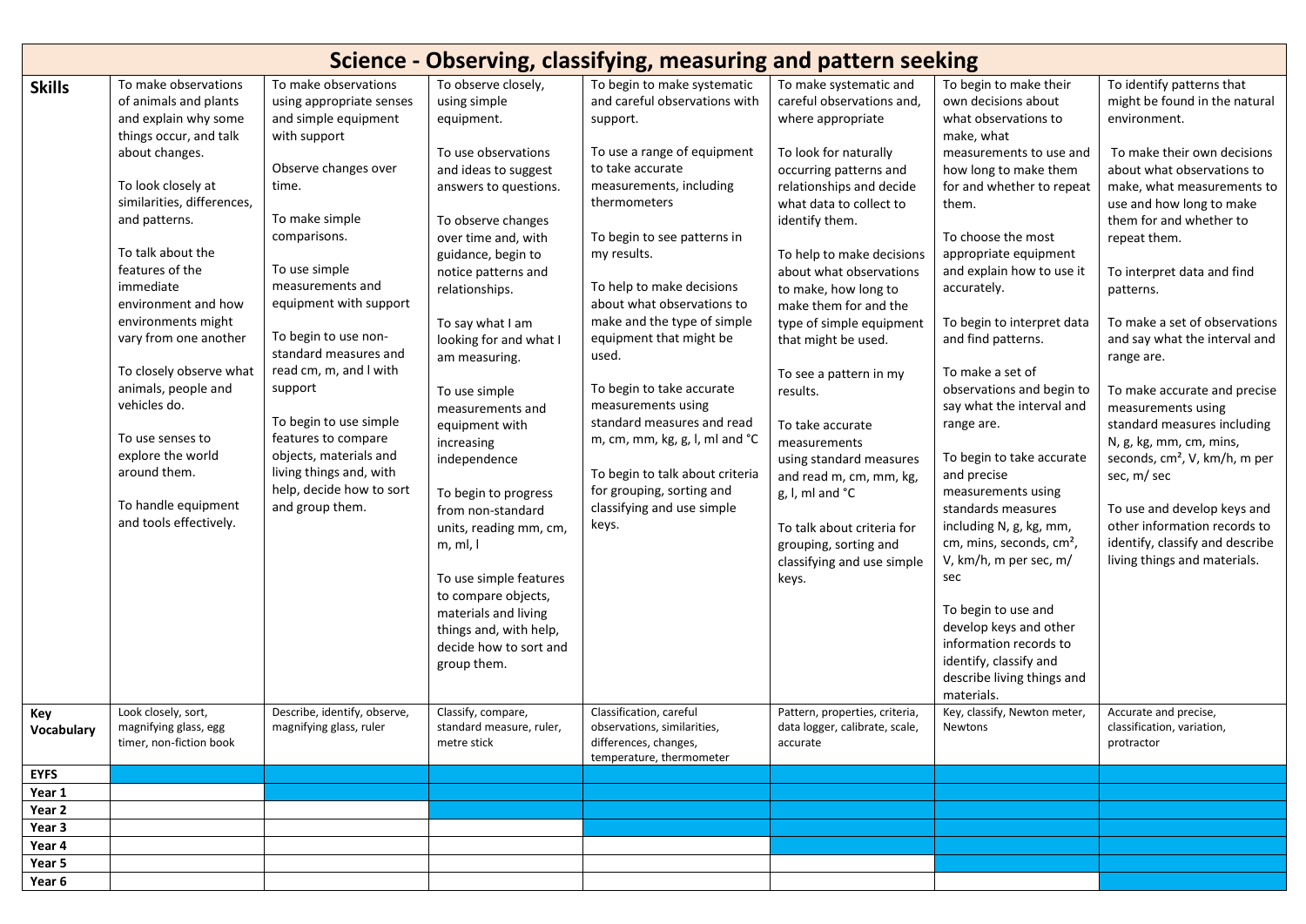# Science - Observing, classifying, measuring and pattern seeking

| | | | | | | | |
|---|---|---|---|---|---|---|---|
| **Skills** | To make observations of animals and plants and explain why some things occur, and talk about changes.<br><br>To look closely at similarities, differences, and patterns.<br><br>To talk about the features of the immediate environment and how environments might vary from one another<br><br>To closely observe what animals, people and vehicles do.<br><br>To use senses to explore the world around them.<br><br>To handle equipment and tools effectively. | To make observations using appropriate senses and simple equipment with support<br><br>Observe changes over time.<br><br>To make simple comparisons.<br><br>To use simple measurements and equipment with support<br><br>To begin to use non-standard measures and read cm, m, and l with support<br><br>To begin to use simple features to compare objects, materials and living things and, with help, decide how to sort and group them. | To observe closely, using simple equipment.<br><br>To use observations and ideas to suggest answers to questions.<br><br>To observe changes over time and, with guidance, begin to notice patterns and relationships.<br><br>To say what I am looking for and what I am measuring.<br><br>To use simple measurements and equipment with increasing independence<br><br>To begin to progress from non-standard units, reading mm, cm, m, ml, l<br><br>To use simple features to compare objects, materials and living things and, with help, decide how to sort and group them. | To begin to make systematic and careful observations with support.<br><br>To use a range of equipment to take accurate measurements, including thermometers<br><br>To begin to see patterns in my results.<br><br>To help to make decisions about what observations to make and the type of simple equipment that might be used.<br><br>To begin to take accurate measurements using standard measures and read m, cm, mm, kg, g, l, ml and °C<br><br>To begin to talk about criteria for grouping, sorting and classifying and use simple keys. | To make systematic and careful observations and, where appropriate<br><br>To look for naturally occurring patterns and relationships and decide what data to collect to identify them.<br><br>To help to make decisions about what observations to make, how long to make them for and the type of simple equipment that might be used.<br><br>To see a pattern in my results.<br><br>To take accurate measurements using standard measures and read m, cm, mm, kg, g, l, ml and °C<br><br>To talk about criteria for grouping, sorting and classifying and use simple keys. | To begin to make their own decisions about what observations to make, what measurements to use and how long to make them for and whether to repeat them.<br><br>To choose the most appropriate equipment and explain how to use it accurately.<br><br>To begin to interpret data and find patterns.<br><br>To make a set of observations and begin to say what the interval and range are.<br><br>To begin to take accurate and precise measurements using standards measures including N, g, kg, mm, cm, mins, seconds, $cm^2$, V, km/h, m per sec, m/ sec<br><br>To begin to use and develop keys and other information records to identify, classify and describe living things and materials. | To identify patterns that might be found in the natural environment.<br><br>To make their own decisions about what observations to make, what measurements to use and how long to make them for and whether to repeat them.<br><br>To interpret data and find patterns.<br><br>To make a set of observations and say what the interval and range are.<br><br>To make accurate and precise measurements using standard measures including N, g, kg, mm, cm, mins, seconds, $cm^2$, V, km/h, m per sec, m/ sec<br><br>To use and develop keys and other information records to identify, classify and describe living things and materials. |
| **Key Vocabulary** | Look closely, sort, magnifying glass, egg timer, non-fiction book | Describe, identify, observe, magnifying glass, ruler | Classify, compare, standard measure, ruler, metre stick | Classification, careful observations, similarities, differences, changes, temperature, thermometer | Pattern, properties, criteria, data logger, calibrate, scale, accurate | Key, classify, Newton meter, Newtons | Accurate and precise, classification, variation, protractor |
| **EYFS** | | | | | | | |
| **Year 1** | | | | | | | |
| **Year 2** | | | | | | | |
| **Year 3** | | | | | | | |
| **Year 4** | | | | | | | |
| **Year 5** | | | | | | | |
| **Year 6** | | | | | | | |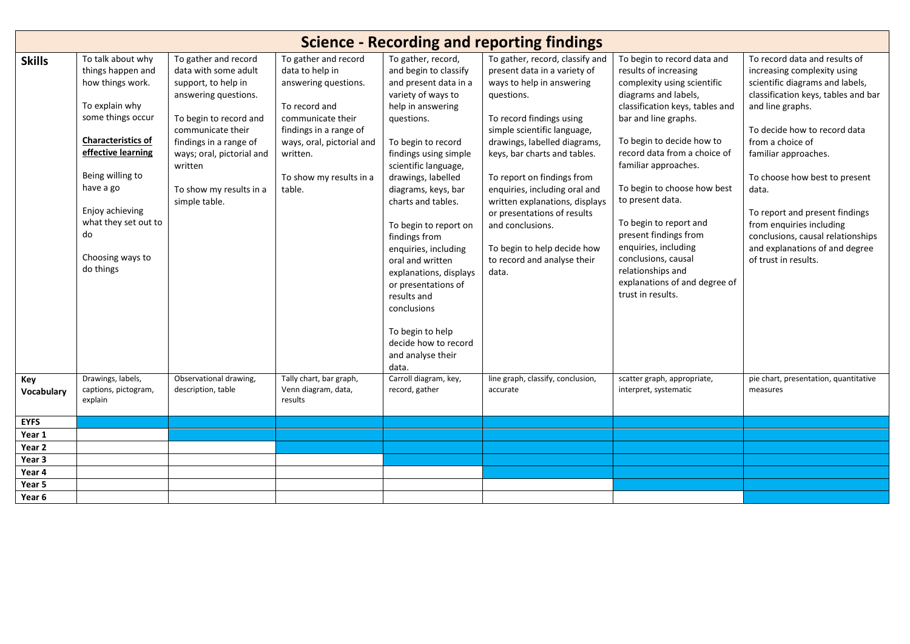# Science - Recording and reporting findings

| | | | | | | | |
|---|---|---|---|---|---|---|---|
| **Skills** | To talk about why things happen and how things work.<br><br>To explain why some things occur<br><br>**Characteristics of effective learning**<br><br>Being willing to have a go<br><br>Enjoy achieving what they set out to do<br><br>Choosing ways to do things | To gather and record data with some adult support, to help in answering questions.<br><br>To begin to record and communicate their findings in a range of ways; oral, pictorial and written<br><br>To show my results in a simple table. | To gather and record data to help in answering questions.<br><br>To record and communicate their findings in a range of ways, oral, pictorial and written.<br><br>To show my results in a table. | To gather, record, and begin to classify and present data in a variety of ways to help in answering questions.<br><br>To begin to record findings using simple scientific language, drawings, labelled diagrams, keys, bar charts and tables.<br><br>To begin to report on findings from enquiries, including oral and written explanations, displays or presentations of results and conclusions<br><br>To begin to help decide how to record and analyse their data. | To gather, record, classify and present data in a variety of ways to help in answering questions.<br><br>To record findings using simple scientific language, drawings, labelled diagrams, keys, bar charts and tables.<br><br>To report on findings from enquiries, including oral and written explanations, displays or presentations of results and conclusions.<br><br>To begin to help decide how to record and analyse their data. | To begin to record data and results of increasing complexity using scientific diagrams and labels, classification keys, tables and bar and line graphs.<br><br>To begin to decide how to record data from a choice of familiar approaches.<br><br>To begin to choose how best to present data.<br><br>To begin to report and present findings from enquiries, including conclusions, causal relationships and explanations of and degree of trust in results. | To record data and results of increasing complexity using scientific diagrams and labels, classification keys, tables and bar and line graphs.<br><br>To decide how to record data from a choice of familiar approaches.<br><br>To choose how best to present data.<br><br>To report and present findings from enquiries including conclusions, causal relationships and explanations of and degree of trust in results. |
| **Key Vocabulary** | Drawings, labels, captions, pictogram, explain | Observational drawing, description, table | Tally chart, bar graph, Venn diagram, data, results | Carroll diagram, key, record, gather | line graph, classify, conclusion, accurate | scatter graph, appropriate, interpret, systematic | pie chart, presentation, quantitative measures |
| **EYFS** | | | | | | | |
| **Year 1** | | | | | | | |
| **Year 2** | | | | | | | |
| **Year 3** | | | | | | | |
| **Year 4** | | | | | | | |
| **Year 5** | | | | | | | |
| **Year 6** | | | | | | | |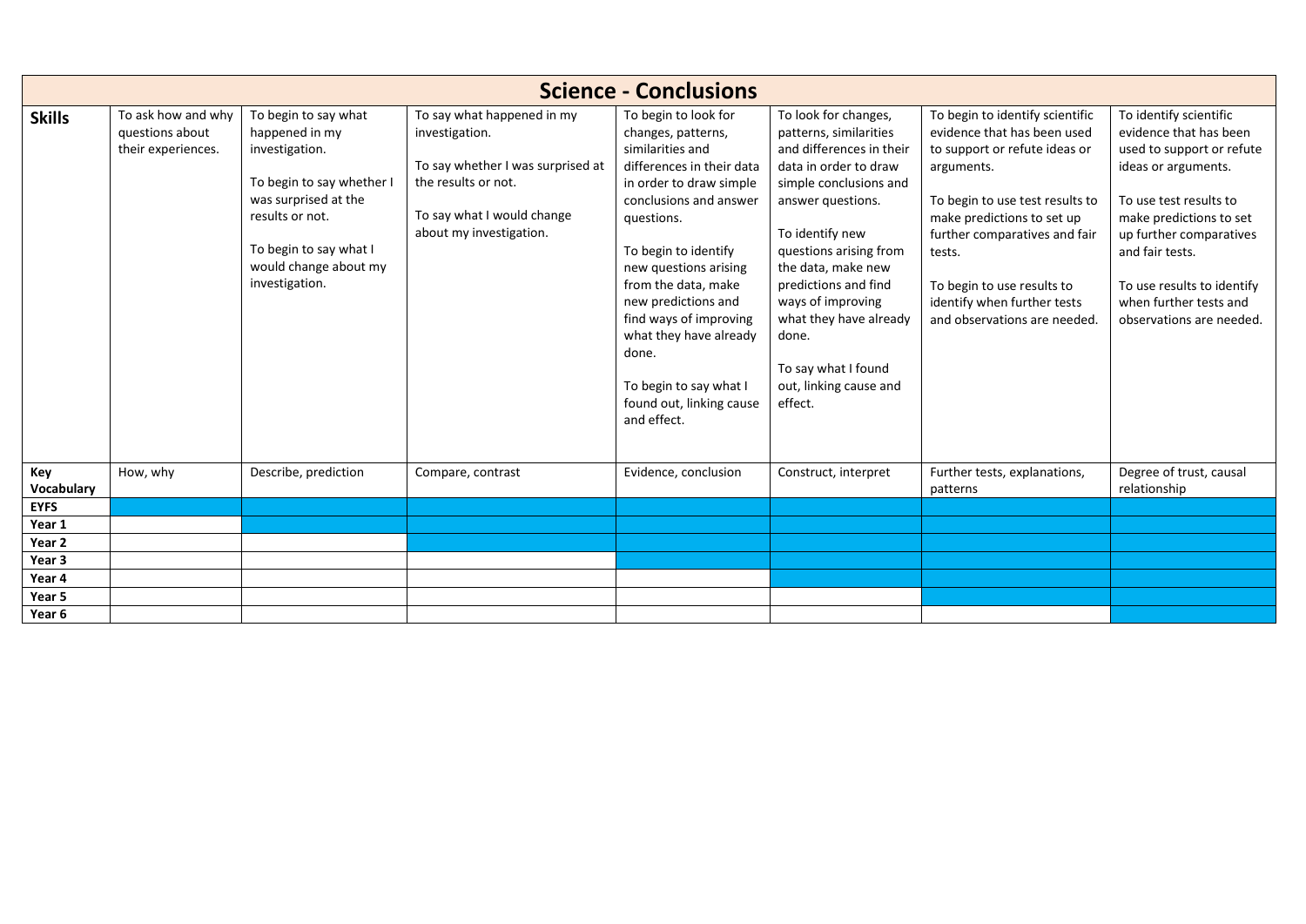# Science - Conclusions

| **Skills** | To ask how and why questions about their experiences. | To begin to say what happened in my investigation.<br><br>To begin to say whether I was surprised at the results or not.<br><br>To begin to say what I would change about my investigation. | To say what happened in my investigation.<br><br>To say whether I was surprised at the results or not.<br><br>To say what I would change about my investigation. | To begin to look for changes, patterns, similarities and differences in their data in order to draw simple conclusions and answer questions.<br><br>To begin to identify new questions arising from the data, make new predictions and find ways of improving what they have already done.<br><br>To begin to say what I found out, linking cause and effect. | To look for changes, patterns, similarities and differences in their data in order to draw simple conclusions and answer questions.<br><br>To identify new questions arising from the data, make new predictions and find ways of improving what they have already done.<br><br>To say what I found out, linking cause and effect. | To begin to identify scientific evidence that has been used to support or refute ideas or arguments.<br><br>To begin to use test results to make predictions to set up further comparatives and fair tests.<br><br>To begin to use results to identify when further tests and observations are needed. | To identify scientific evidence that has been used to support or refute ideas or arguments.<br><br>To use test results to make predictions to set up further comparatives and fair tests.<br><br>To use results to identify when further tests and observations are needed. |
|---|---|---|---|---|---|---|---|
| **Key Vocabulary** | How, why | Describe, prediction | Compare, contrast | Evidence, conclusion | Construct, interpret | Further tests, explanations, patterns | Degree of trust, causal relationship |
| **EYFS** | | | | | | | |
| **Year 1** | | | | | | | |
| **Year 2** | | | | | | | |
| **Year 3** | | | | | | | |
| **Year 4** | | | | | | | |
| **Year 5** | | | | | | | |
| **Year 6** | | | | | | | |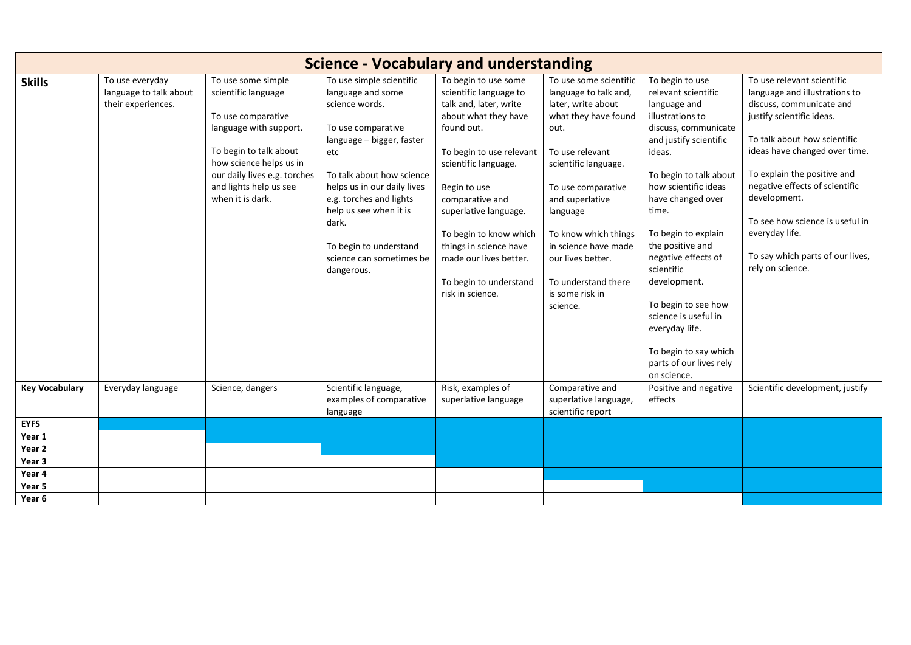# Science - Vocabulary and understanding

| | | | | | | | |
|---|---|---|---|---|---|---|---|
| **Skills** | To use everyday language to talk about their experiences. | To use some simple scientific language<br><br>To use comparative language with support.<br><br>To begin to talk about how science helps us in our daily lives e.g. torches and lights help us see when it is dark. | To use simple scientific language and some science words.<br><br>To use comparative language – bigger, faster etc<br><br>To talk about how science helps us in our daily lives e.g. torches and lights help us see when it is dark.<br><br>To begin to understand science can sometimes be dangerous. | To begin to use some scientific language to talk and, later, write about what they have found out.<br><br>To begin to use relevant scientific language.<br><br>Begin to use comparative and superlative language.<br><br>To begin to know which things in science have made our lives better.<br><br>To begin to understand risk in science. | To use some scientific language to talk and, later, write about what they have found out.<br><br>To use relevant scientific language.<br><br>To use comparative and superlative language<br><br>To know which things in science have made our lives better.<br><br>To understand there is some risk in science. | To begin to use relevant scientific language and illustrations to discuss, communicate and justify scientific ideas.<br><br>To begin to talk about how scientific ideas have changed over time.<br><br>To begin to explain the positive and negative effects of scientific development.<br><br>To begin to see how science is useful in everyday life.<br><br>To begin to say which parts of our lives rely on science. | To use relevant scientific language and illustrations to discuss, communicate and justify scientific ideas.<br><br>To talk about how scientific ideas have changed over time.<br><br>To explain the positive and negative effects of scientific development.<br><br>To see how science is useful in everyday life.<br><br>To say which parts of our lives, rely on science. |
| **Key Vocabulary** | Everyday language | Science, dangers | Scientific language, examples of comparative language | Risk, examples of superlative language | Comparative and superlative language, scientific report | Positive and negative effects | Scientific development, justify |
| **EYFS** | | | | | | | |
| **Year 1** | | | | | | | |
| **Year 2** | | | | | | | |
| **Year 3** | | | | | | | |
| **Year 4** | | | | | | | |
| **Year 5** | | | | | | | |
| **Year 6** | | | | | | | |